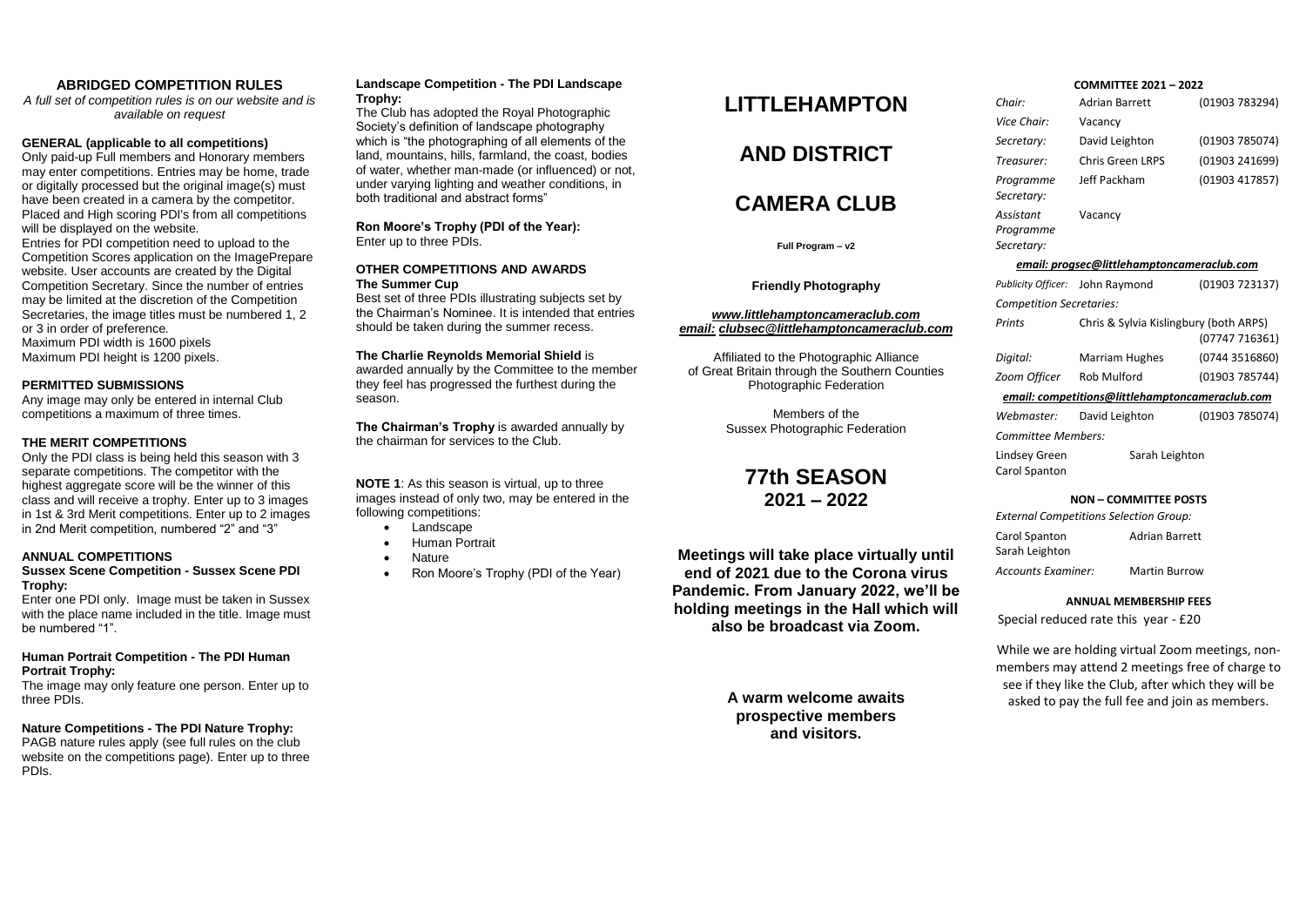## ABRIDGED COMPETITION RULES

*A full set of competition rules is on our website and is available on request*

### GENERAL (applicable to all competitions)

Only paid-up Full members and Honorary members may enter competitions. Entries may be home, trade or digitally processed but the original image(s) must have been created in a camera by the competitor. Placed and High scoring PDI's from all competitions will be displayed on the website.

Entries for PDI competition need to upload to the Competition Scores application on the ImagePrepare website. User accounts are created by the Digital Competition Secretary. Since the number of entries may be limited at the discretion of the Competition Secretaries, the image titles must be numbered 1, 2 or 3 in order of preference.

Maximum PDI width is 1600 pixels

Maximum PDI height is 1200 pixels.

### PERMITTED SUBMISSIONS

Any image may only be entered in internal Club competitions a maximum of three times.

### THE MERIT COMPETITIONS

Only the PDI class is being held this season with 3 separate competitions. The competitor with the highest aggregate score will be the winner of this class and will receive a trophy. Enter up to 3 images in 1st & 3rd Merit competitions. Enter up to 2 images in 2nd Merit competition, numbered "2" and "3"

### ANNUAL COMPETITIONS

**Sussex Scene Competition - Sussex Scene PDI Trophy:**

Enter one PDI only. Image must be taken in Sussex with the place name included in the title. Image must be numbered "1".

**Human Portrait Competition - The PDI Human Portrait Trophy:**

The image may only feature one person. Enter up to three PDIs.

**Nature Competitions - The PDI Nature Trophy:**

PAGB nature rules apply (see full rules on the club website on the competitions page). Enter up to three PDIs.

**Landscape Competition - The PDI Landscape Trophy:**

The Club has adopted the Royal Photographic Society's definition of landscape photography which is "the photographing of all elements of the land, mountains, hills, farmland, the coast, bodies of water, whether man-made (or influenced) or not, under varying lighting and weather conditions, in both traditional and abstract forms"

**Ron Moore's Trophy (PDI of the Year):**

Enter up to three PDIs.

### OTHER COMPETITIONS AND AWARDS

**The Summer Cup**

Best set of three PDIs illustrating subjects set by the Chairman's Nominee. It is intended that entries should be taken during the summer recess.

**The Charlie Reynolds Memorial Shield** is awarded annually by the Committee to the member they feel has progressed the furthest during the season.

**The Chairman's Trophy** is awarded annually by the chairman for services to the Club.

**NOTE 1**: As this season is virtual, up to three images instead of only two, may be entered in the following competitions:

- Landscape
- Human Portrait
- Nature
- Ron Moore's Trophy (PDI of the Year)

# LITTLEHAMPTON AND DISTRICT CAMERA CLUB

**Full Program – v2**

**Friendly Photography**

***www.littlehamptoncameraclub.com***
***email: clubsec@littlehamptoncameraclub.com***

Affiliated to the Photographic Alliance of Great Britain through the Southern Counties Photographic Federation

Members of the Sussex Photographic Federation

## 77th SEASON 2021 – 2022

**Meetings will take place virtually until end of 2021 due to the Corona virus Pandemic. From January 2022, we'll be holding meetings in the Hall which will also be broadcast via Zoom.**

**A warm welcome awaits prospective members and visitors.**

### COMMITTEE 2021 – 2022

| | | |
|---|---|---|
| *Chair:* | Adrian Barrett | (01903 783294) |
| *Vice Chair:* | Vacancy | |
| *Secretary:* | David Leighton | (01903 785074) |
| *Treasurer:* | Chris Green LRPS | (01903 241699) |
| *Programme Secretary:* | Jeff Packham | (01903 417857) |
| *Assistant Programme Secretary:* | Vacancy | |

***email: progsec@littlehamptoncameraclub.com***

| | | |
|---|---|---|
| *Publicity Officer:* | John Raymond | (01903 723137) |
| *Competition Secretaries:* | | |
| *Prints* | Chris & Sylvia Kislingbury (both ARPS) | (07747 716361) |
| *Digital:* | Marriam Hughes | (0744 3516860) |
| *Zoom Officer* | Rob Mulford | (01903 785744) |

***email: competitions@littlehamptoncameraclub.com***

| | | |
|---|---|---|
| *Webmaster:* | David Leighton | (01903 785074) |

*Committee Members:*

Lindsey Green, Sarah Leighton, Carol Spanton

### NON – COMMITTEE POSTS

*External Competitions Selection Group:*

Carol Spanton, Adrian Barrett, Sarah Leighton

*Accounts Examiner:* Martin Burrow

### ANNUAL MEMBERSHIP FEES

Special reduced rate this year - £20

While we are holding virtual Zoom meetings, non-members may attend 2 meetings free of charge to see if they like the Club, after which they will be asked to pay the full fee and join as members.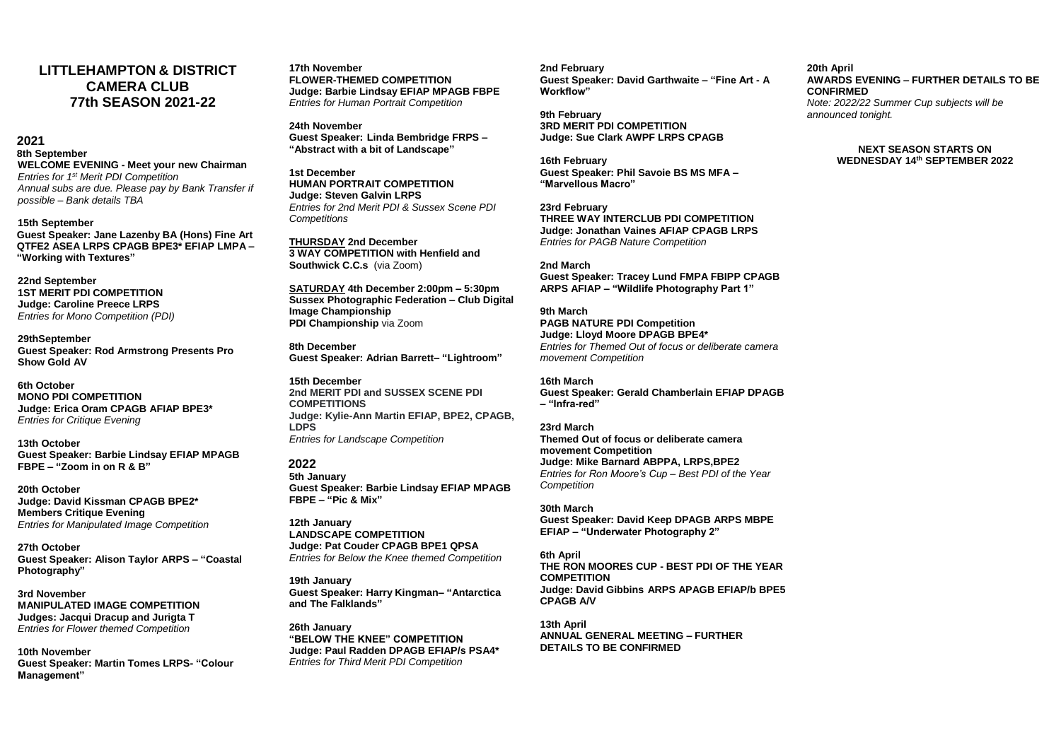# LITTLEHAMPTON & DISTRICT CAMERA CLUB 77th SEASON 2021-22

## 2021

**8th September**
**WELCOME EVENING - Meet your new Chairman**
*Entries for 1st Merit PDI Competition*
*Annual subs are due. Please pay by Bank Transfer if possible – Bank details TBA*

**15th September**
**Guest Speaker: Jane Lazenby BA (Hons) Fine Art QTFE2 ASEA LRPS CPAGB BPE3* EFIAP LMPA – "Working with Textures"**

**22nd September**
**1ST MERIT PDI COMPETITION**
**Judge: Caroline Preece LRPS**
*Entries for Mono Competition (PDI)*

**29thSeptember**
**Guest Speaker: Rod Armstrong Presents Pro Show Gold AV**

**6th October**
**MONO PDI COMPETITION**
**Judge: Erica Oram CPAGB AFIAP BPE3***
*Entries for Critique Evening*

**13th October**
**Guest Speaker: Barbie Lindsay EFIAP MPAGB FBPE – "Zoom in on R & B"**

**20th October**
**Judge: David Kissman CPAGB BPE2***
**Members Critique Evening**
*Entries for Manipulated Image Competition*

**27th October**
**Guest Speaker: Alison Taylor ARPS – "Coastal Photography"**

**3rd November**
**MANIPULATED IMAGE COMPETITION**
**Judges: Jacqui Dracup and Jurigta T**
*Entries for Flower themed Competition*

**10th November**
**Guest Speaker: Martin Tomes LRPS- "Colour Management"**

**17th November**
**FLOWER-THEMED COMPETITION**
**Judge: Barbie Lindsay EFIAP MPAGB FBPE**
*Entries for Human Portrait Competition*

**24th November**
**Guest Speaker: Linda Bembridge FRPS – "Abstract with a bit of Landscape"**

**1st December**
**HUMAN PORTRAIT COMPETITION**
**Judge: Steven Galvin LRPS**
*Entries for 2nd Merit PDI & Sussex Scene PDI Competitions*

**<u>THURSDAY</u> 2nd December**
**<u>3 WAY COMPETITION with Henfield and</u> Southwick C.C.s** (via Zoom)

**<u>SATURDAY</u> 4th December 2:00pm – 5:30pm**
**Sussex Photographic Federation – Club Digital Image Championship**
**PDI Championship** via Zoom

**8th December**
**Guest Speaker: Adrian Barrett– "Lightroom"**

**15th December**
**2nd MERIT PDI and SUSSEX SCENE PDI COMPETITIONS**
**Judge: Kylie-Ann Martin EFIAP, BPE2, CPAGB, LDPS**
*Entries for Landscape Competition*

## 2022

**5th January**
**Guest Speaker: Barbie Lindsay EFIAP MPAGB FBPE – "Pic & Mix"**

**12th January**
**LANDSCAPE COMPETITION**
**Judge: Pat Couder CPAGB BPE1 QPSA**
*Entries for Below the Knee themed Competition*

**19th January**
**Guest Speaker: Harry Kingman– "Antarctica and The Falklands"**

**26th January**
**"BELOW THE KNEE" COMPETITION**
**Judge: Paul Radden DPAGB EFIAP/s PSA4***
*Entries for Third Merit PDI Competition*

**2nd February**
**Guest Speaker: David Garthwaite – "Fine Art - A Workflow"**

**9th February**
**3RD MERIT PDI COMPETITION**
**Judge: Sue Clark AWPF LRPS CPAGB**

**16th February**
**Guest Speaker: Phil Savoie BS MS MFA – "Marvellous Macro"**

**23rd February**
**THREE WAY INTERCLUB PDI COMPETITION**
**Judge: Jonathan Vaines AFIAP CPAGB LRPS**
*Entries for PAGB Nature Competition*

**2nd March**
**Guest Speaker: Tracey Lund FMPA FBIPP CPAGB ARPS AFIAP – "Wildlife Photography Part 1"**

**9th March**
**PAGB NATURE PDI Competition**
**Judge: Lloyd Moore DPAGB BPE4***
*Entries for Themed Out of focus or deliberate camera movement Competition*

**16th March**
**Guest Speaker: Gerald Chamberlain EFIAP DPAGB – "Infra-red"**

**23rd March**
**Themed Out of focus or deliberate camera movement Competition**
**Judge: Mike Barnard ABPPA, LRPS,BPE2**
*Entries for Ron Moore's Cup – Best PDI of the Year Competition*

**30th March**
**Guest Speaker: David Keep DPAGB ARPS MBPE EFIAP – "Underwater Photography 2"**

**6th April**
**THE RON MOORES CUP - BEST PDI OF THE YEAR COMPETITION**
**Judge: David Gibbins ARPS APAGB EFIAP/b BPE5 CPAGB A/V**

**13th April**
**ANNUAL GENERAL MEETING – FURTHER DETAILS TO BE CONFIRMED**

**20th April**
**AWARDS EVENING – FURTHER DETAILS TO BE CONFIRMED**
*Note: 2022/22 Summer Cup subjects will be announced tonight.*

**NEXT SEASON STARTS ON WEDNESDAY 14th SEPTEMBER 2022**